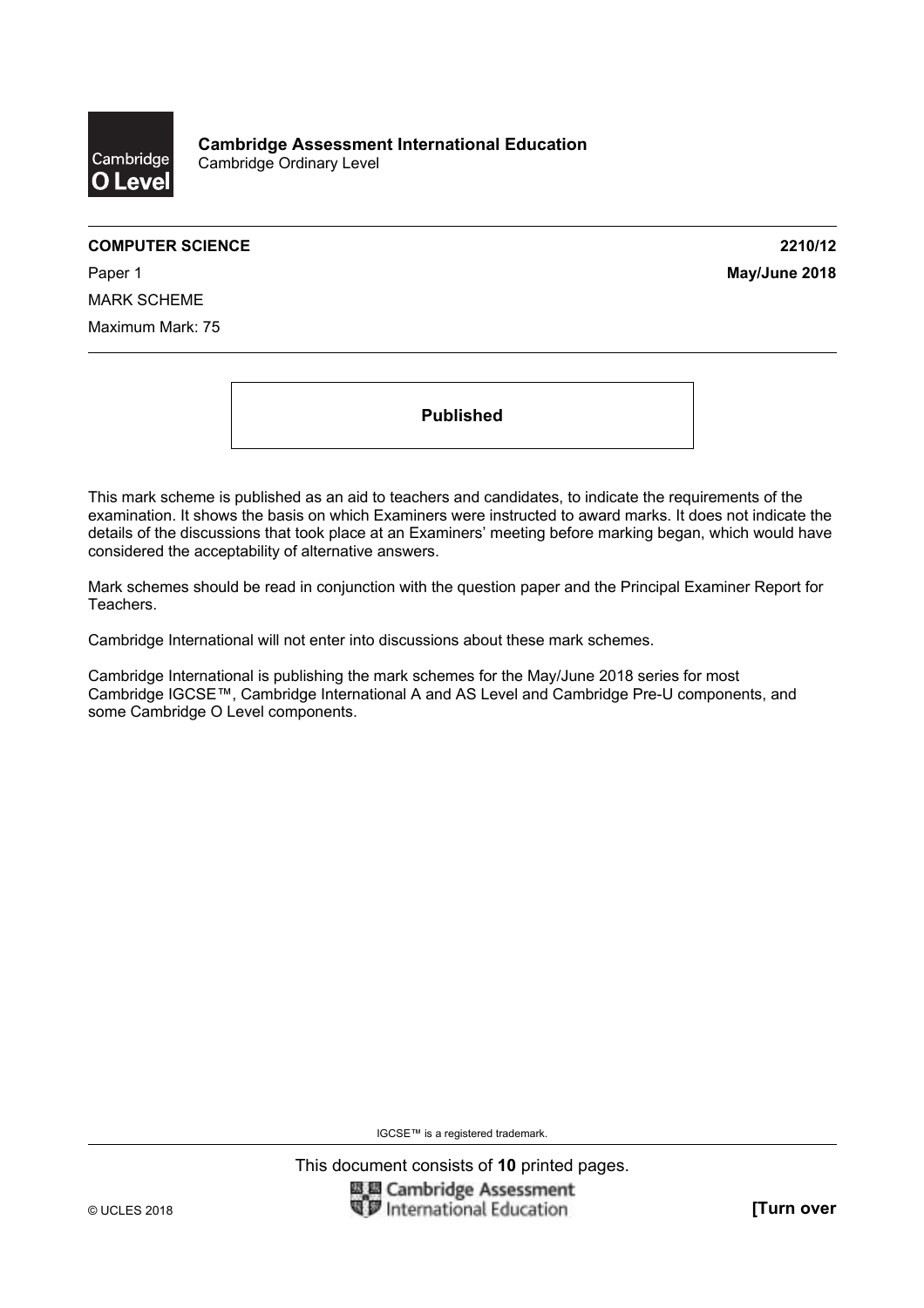**Cambridge Assessment International Education**
Cambridge Ordinary Level

**COMPUTER SCIENCE** **2210/12**

Paper 1 **May/June 2018**

MARK SCHEME

Maximum Mark: 75

**Published**

This mark scheme is published as an aid to teachers and candidates, to indicate the requirements of the examination. It shows the basis on which Examiners were instructed to award marks. It does not indicate the details of the discussions that took place at an Examiners' meeting before marking began, which would have considered the acceptability of alternative answers.

Mark schemes should be read in conjunction with the question paper and the Principal Examiner Report for Teachers.

Cambridge International will not enter into discussions about these mark schemes.

Cambridge International is publishing the mark schemes for the May/June 2018 series for most Cambridge IGCSE™, Cambridge International A and AS Level and Cambridge Pre-U components, and some Cambridge O Level components.

IGCSE™ is a registered trademark.

This document consists of **10** printed pages.

© UCLES 2018 **[Turn over**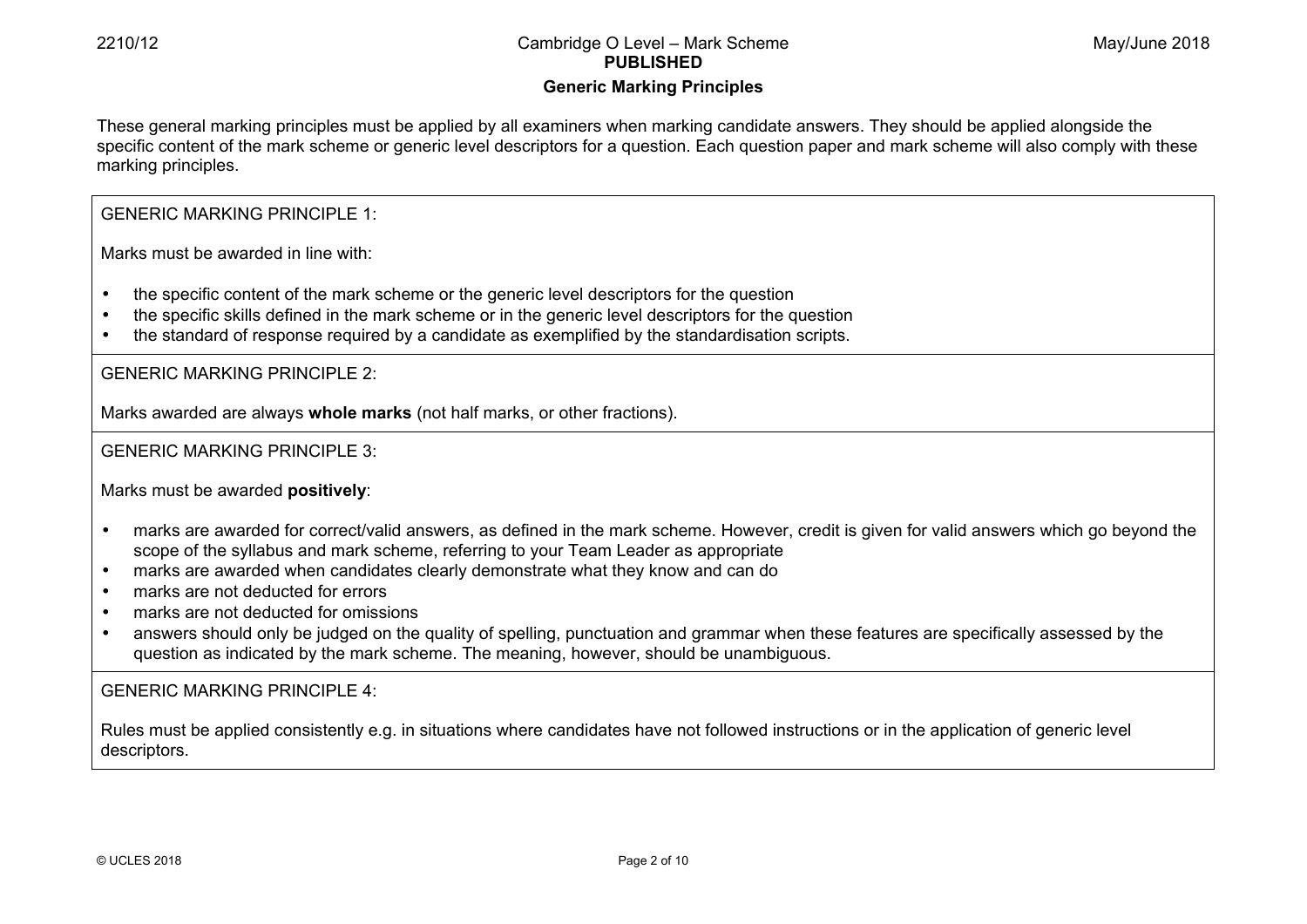**Generic Marking Principles**

These general marking principles must be applied by all examiners when marking candidate answers. They should be applied alongside the specific content of the mark scheme or generic level descriptors for a question. Each question paper and mark scheme will also comply with these marking principles.

GENERIC MARKING PRINCIPLE 1:

Marks must be awarded in line with:

- the specific content of the mark scheme or the generic level descriptors for the question
- the specific skills defined in the mark scheme or in the generic level descriptors for the question
- the standard of response required by a candidate as exemplified by the standardisation scripts.

GENERIC MARKING PRINCIPLE 2:

Marks awarded are always **whole marks** (not half marks, or other fractions).

GENERIC MARKING PRINCIPLE 3:

Marks must be awarded **positively**:

- marks are awarded for correct/valid answers, as defined in the mark scheme. However, credit is given for valid answers which go beyond the scope of the syllabus and mark scheme, referring to your Team Leader as appropriate
- marks are awarded when candidates clearly demonstrate what they know and can do
- marks are not deducted for errors
- marks are not deducted for omissions
- answers should only be judged on the quality of spelling, punctuation and grammar when these features are specifically assessed by the question as indicated by the mark scheme. The meaning, however, should be unambiguous.

GENERIC MARKING PRINCIPLE 4:

Rules must be applied consistently e.g. in situations where candidates have not followed instructions or in the application of generic level descriptors.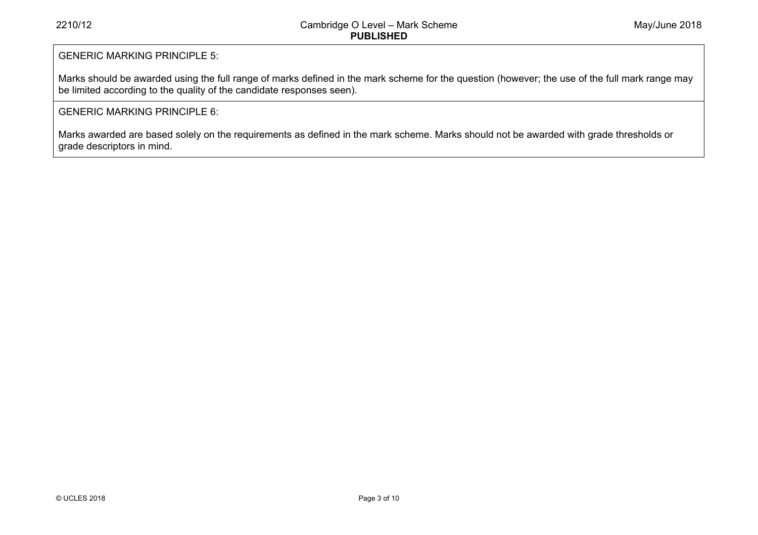GENERIC MARKING PRINCIPLE 5:

Marks should be awarded using the full range of marks defined in the mark scheme for the question (however; the use of the full mark range may be limited according to the quality of the candidate responses seen).

GENERIC MARKING PRINCIPLE 6:

Marks awarded are based solely on the requirements as defined in the mark scheme. Marks should not be awarded with grade thresholds or grade descriptors in mind.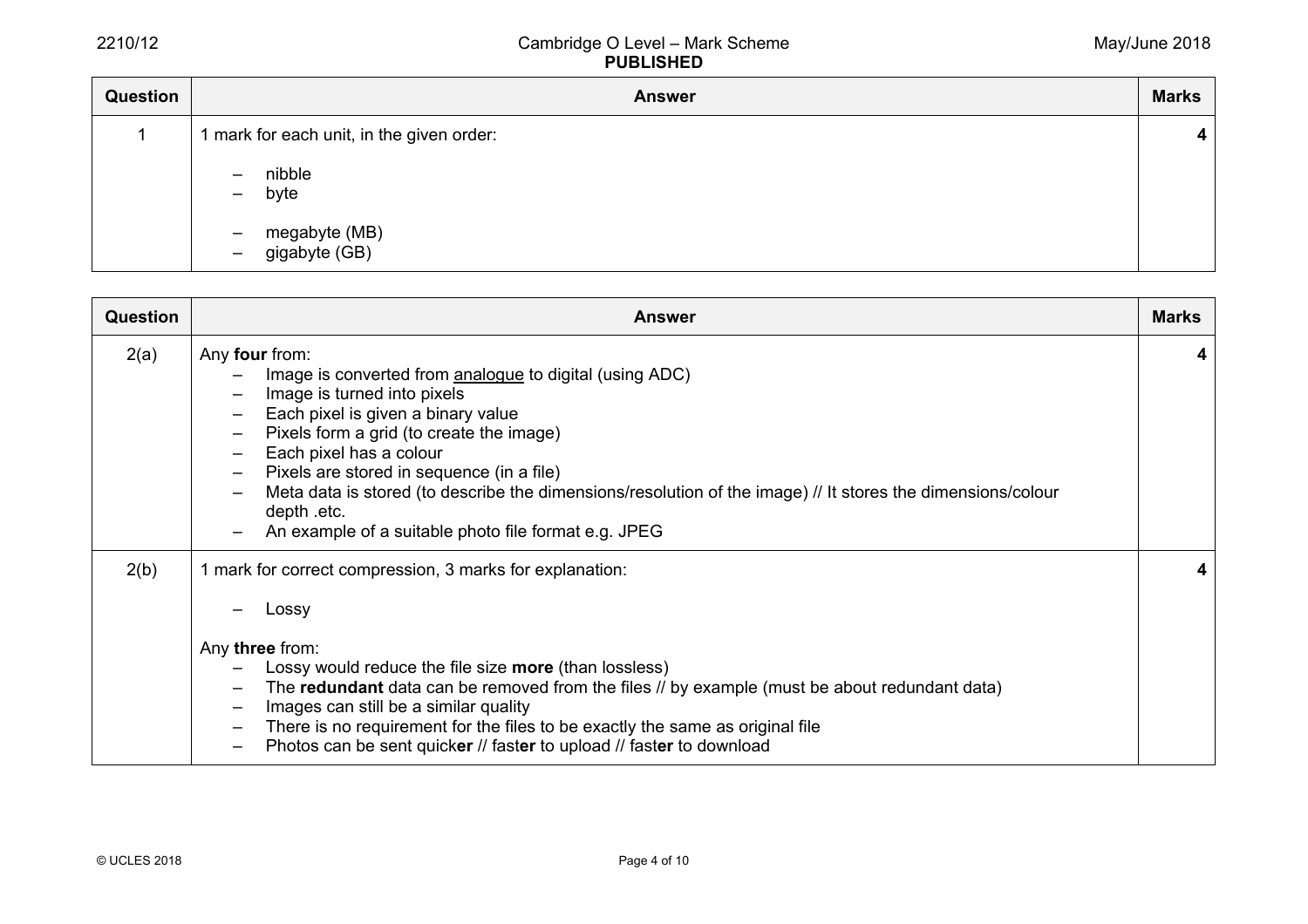| Question | Answer | Marks |
|---|---|---|
| 1 | 1 mark for each unit, in the given order:<br>– nibble<br>– byte<br><br>– megabyte (MB)<br>– gigabyte (GB) | **4** |

| Question | Answer | Marks |
|---|---|---|
| 2(a) | Any **four** from:<br>– Image is converted from analogue to digital (using ADC)<br>– Image is turned into pixels<br>– Each pixel is given a binary value<br>– Pixels form a grid (to create the image)<br>– Each pixel has a colour<br>– Pixels are stored in sequence (in a file)<br>– Meta data is stored (to describe the dimensions/resolution of the image) // It stores the dimensions/colour depth .etc.<br>– An example of a suitable photo file format e.g. JPEG | **4** |
| 2(b) | 1 mark for correct compression, 3 marks for explanation:<br><br>– Lossy<br><br>Any **three** from:<br>– Lossy would reduce the file size **more** (than lossless)<br>– The **redundant** data can be removed from the files // by example (must be about redundant data)<br>– Images can still be a similar quality<br>– There is no requirement for the files to be exactly the same as original file<br>– Photos can be sent quick**er** // fast**er** to upload // fast**er** to download | **4** |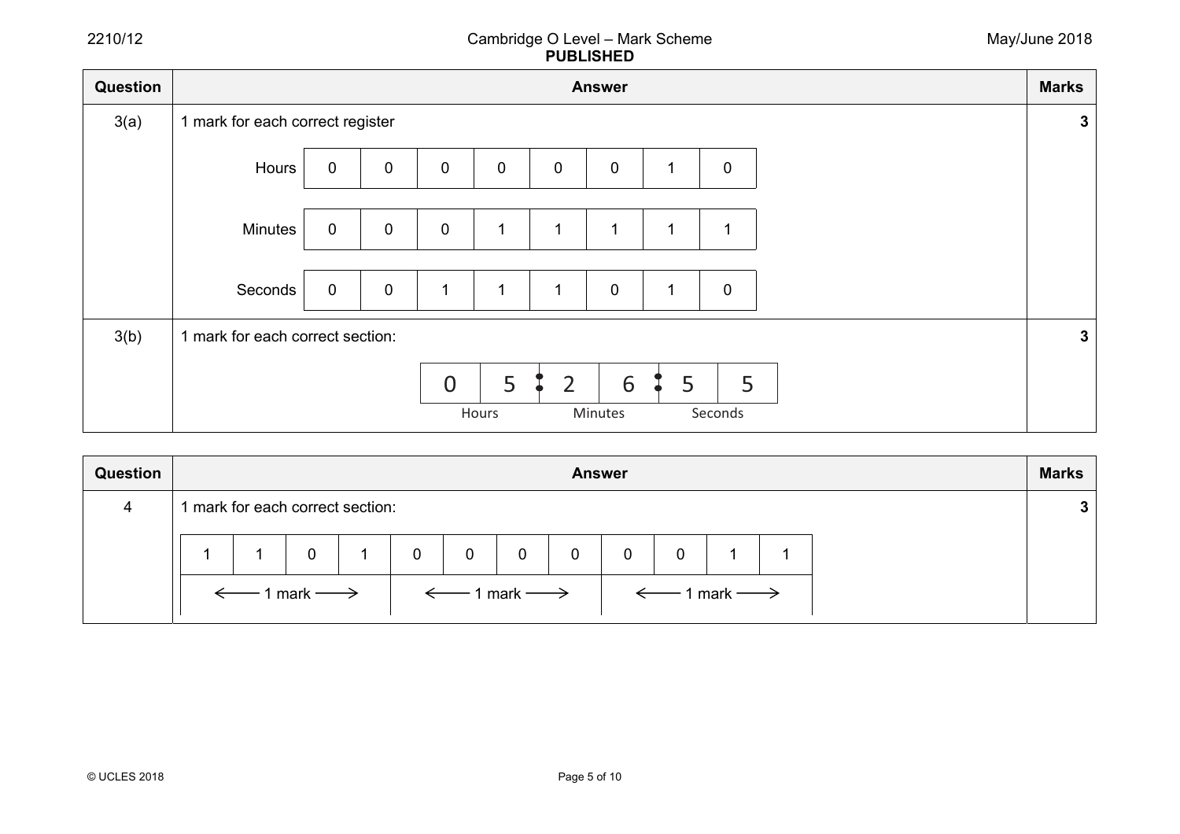| Question | Answer | Marks |
|---|---|---|
| 3(a) | 1 mark for each correct register | 3 |

| | | | | | | | | |
|---|---|---|---|---|---|---|---|---|
| Hours | 0 | 0 | 0 | 0 | 0 | 0 | 1 | 0 |
| Minutes | 0 | 0 | 0 | 1 | 1 | 1 | 1 | 1 |
| Seconds | 0 | 0 | 1 | 1 | 1 | 0 | 1 | 0 |

| Question | Answer | Marks |
|---|---|---|
| 3(b) | 1 mark for each correct section: | 3 |

| Hours | | | Minutes | | | Seconds | |
|---|---|---|---|---|---|---|---|
| 0 | 5 | : | 2 | 6 | : | 5 | 5 |

| Question | Answer | Marks |
|---|---|---|
| 4 | 1 mark for each correct section: | 3 |

| | | | | | | | | | | | |
|---|---|---|---|---|---|---|---|---|---|---|---|
| 1 | 1 | 0 | 1 | 0 | 0 | 0 | 0 | 0 | 0 | 1 | 1 |
| ← 1 mark → | | | | ← 1 mark → | | | | ← 1 mark → | | | |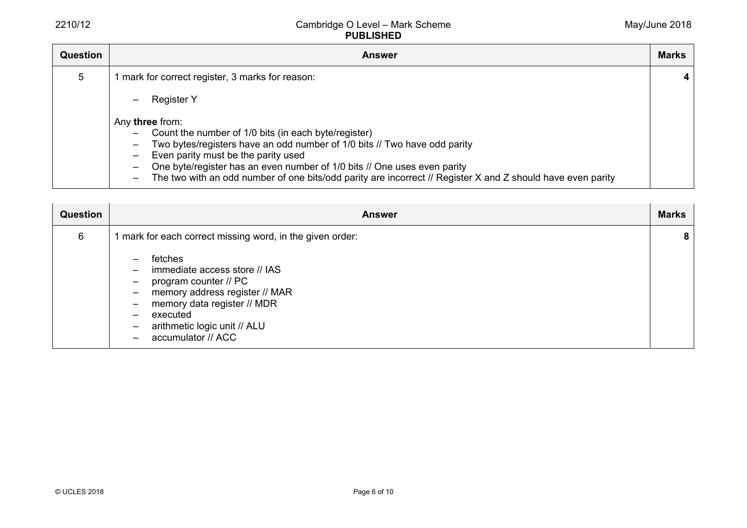| Question | Answer | Marks |
|---|---|---|
| 5 | 1 mark for correct register, 3 marks for reason:<br><br>– Register Y<br><br>Any **three** from:<br>– Count the number of 1/0 bits (in each byte/register)<br>– Two bytes/registers have an odd number of 1/0 bits // Two have odd parity<br>– Even parity must be the parity used<br>– One byte/register has an even number of 1/0 bits // One uses even parity<br>– The two with an odd number of one bits/odd parity are incorrect // Register X and Z should have even parity | **4** |

| Question | Answer | Marks |
|---|---|---|
| 6 | 1 mark for each correct missing word, in the given order:<br><br>– fetches<br>– immediate access store // IAS<br>– program counter // PC<br>– memory address register // MAR<br>– memory data register // MDR<br>– executed<br>– arithmetic logic unit // ALU<br>– accumulator // ACC | **8** |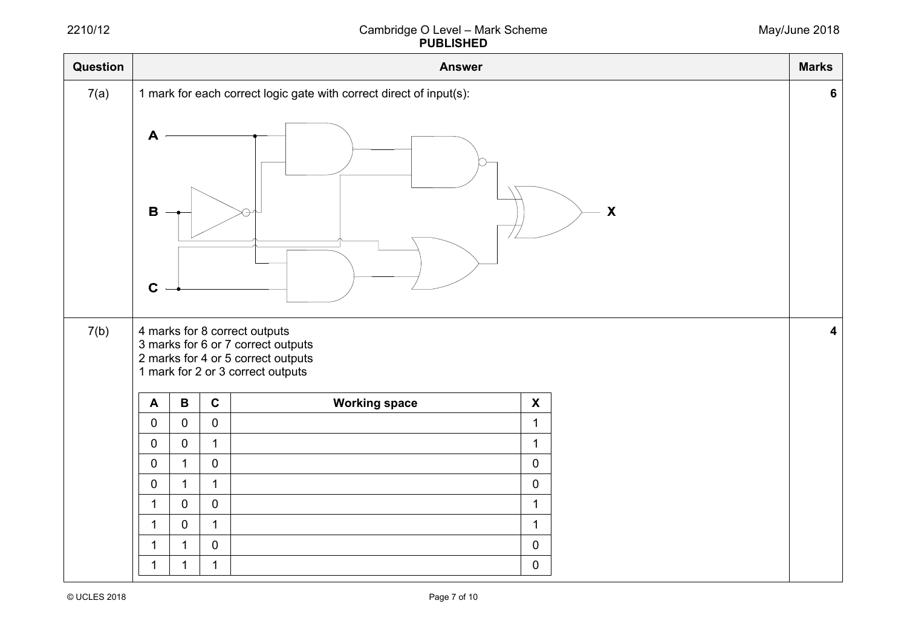| Question | Answer | Marks |
|---|---|---|
| 7(a) | 1 mark for each correct logic gate with correct direct of input(s): | 6 |
| 7(b) | 4 marks for 8 correct outputs<br>3 marks for 6 or 7 correct outputs<br>2 marks for 4 or 5 correct outputs<br>1 mark for 2 or 3 correct outputs | 4 |

| A | B | C | Working space | X |
|---|---|---|---|---|
| 0 | 0 | 0 | | 1 |
| 0 | 0 | 1 | | 1 |
| 0 | 1 | 0 | | 0 |
| 0 | 1 | 1 | | 0 |
| 1 | 0 | 0 | | 1 |
| 1 | 0 | 1 | | 1 |
| 1 | 1 | 0 | | 0 |
| 1 | 1 | 1 | | 0 |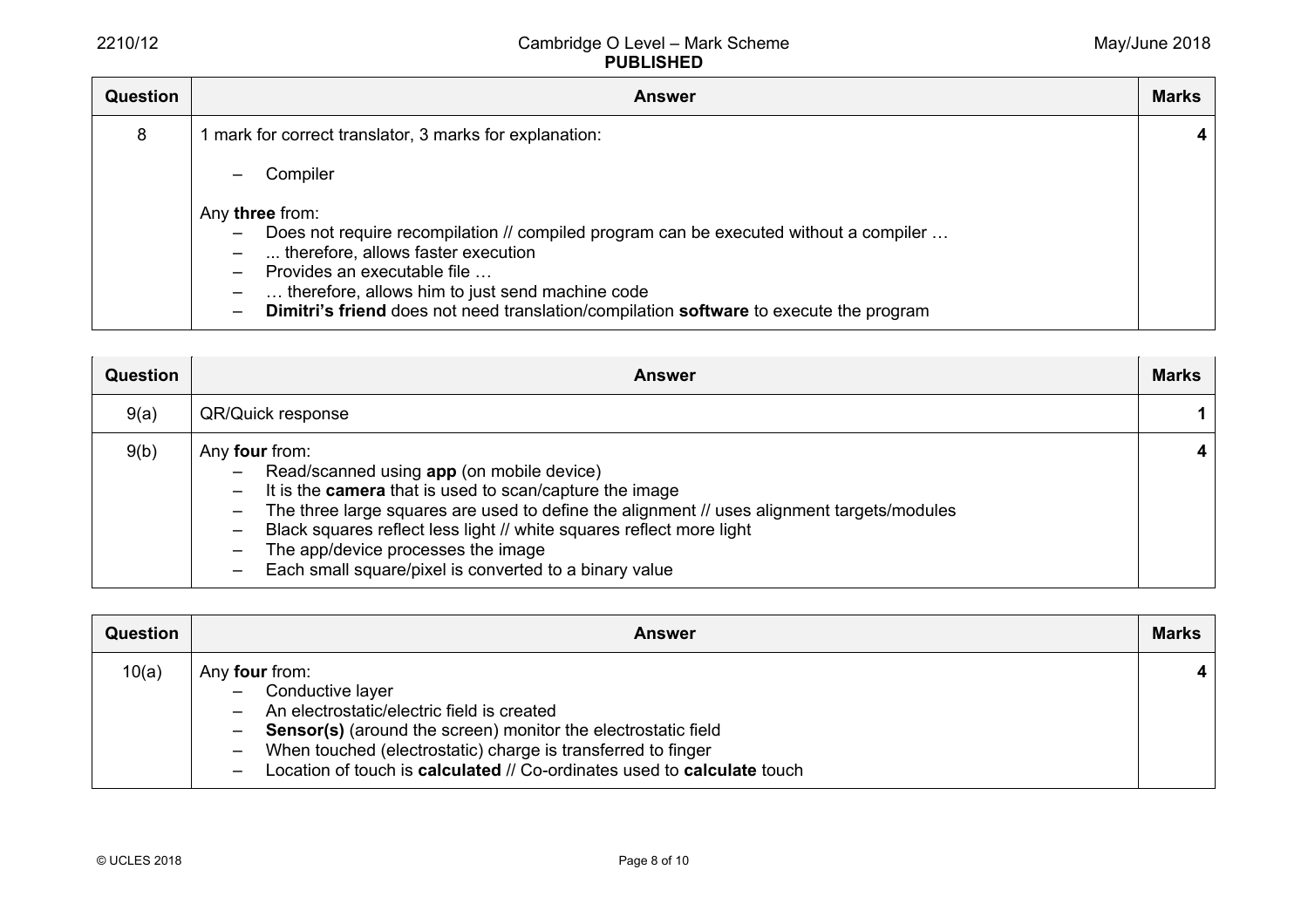| Question | Answer | Marks |
|---|---|---|
| 8 | 1 mark for correct translator, 3 marks for explanation:<br><br>– Compiler<br><br>Any **three** from:<br>– Does not require recompilation // compiled program can be executed without a compiler …<br>– ... therefore, allows faster execution<br>– Provides an executable file …<br>– … therefore, allows him to just send machine code<br>– **Dimitri's friend** does not need translation/compilation **software** to execute the program | 4 |

| Question | Answer | Marks |
|---|---|---|
| 9(a) | QR/Quick response | 1 |
| 9(b) | Any **four** from:<br>– Read/scanned using **app** (on mobile device)<br>– It is the **camera** that is used to scan/capture the image<br>– The three large squares are used to define the alignment // uses alignment targets/modules<br>– Black squares reflect less light // white squares reflect more light<br>– The app/device processes the image<br>– Each small square/pixel is converted to a binary value | 4 |

| Question | Answer | Marks |
|---|---|---|
| 10(a) | Any **four** from:<br>– Conductive layer<br>– An electrostatic/electric field is created<br>– **Sensor(s)** (around the screen) monitor the electrostatic field<br>– When touched (electrostatic) charge is transferred to finger<br>– Location of touch is **calculated** // Co-ordinates used to **calculate** touch | 4 |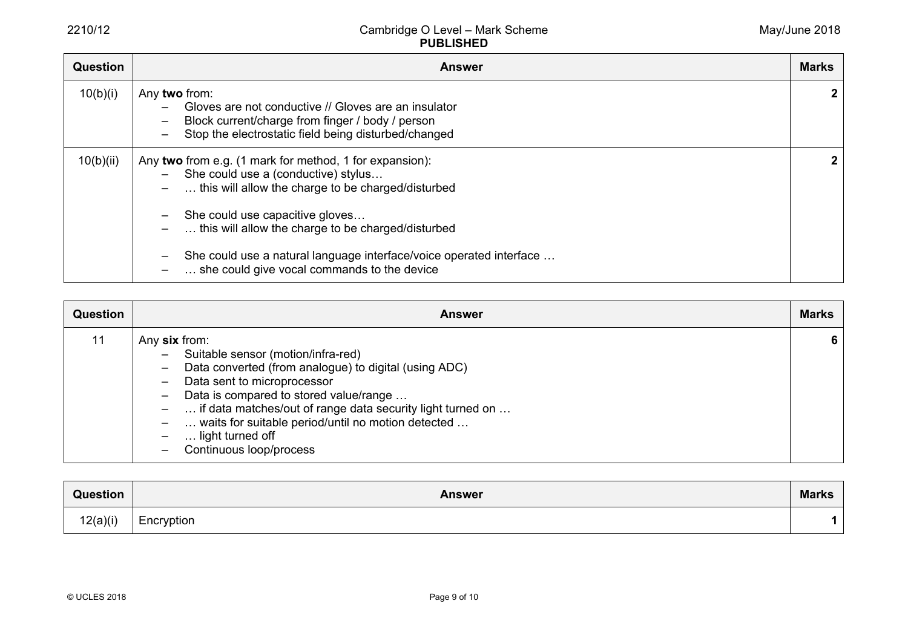| Question | Answer | Marks |
|---|---|---|
| 10(b)(i) | Any **two** from:<br>– Gloves are not conductive // Gloves are an insulator<br>– Block current/charge from finger / body / person<br>– Stop the electrostatic field being disturbed/changed | **2** |
| 10(b)(ii) | Any **two** from e.g. (1 mark for method, 1 for expansion):<br>– She could use a (conductive) stylus…<br>– … this will allow the charge to be charged/disturbed<br><br>– She could use capacitive gloves…<br>– … this will allow the charge to be charged/disturbed<br><br>– She could use a natural language interface/voice operated interface …<br>– … she could give vocal commands to the device | **2** |

| Question | Answer | Marks |
|---|---|---|
| 11 | Any **six** from:<br>– Suitable sensor (motion/infra-red)<br>– Data converted (from analogue) to digital (using ADC)<br>– Data sent to microprocessor<br>– Data is compared to stored value/range …<br>– … if data matches/out of range data security light turned on …<br>– … waits for suitable period/until no motion detected …<br>– … light turned off<br>– Continuous loop/process | **6** |

| Question | Answer | Marks |
|---|---|---|
| 12(a)(i) | Encryption | **1** |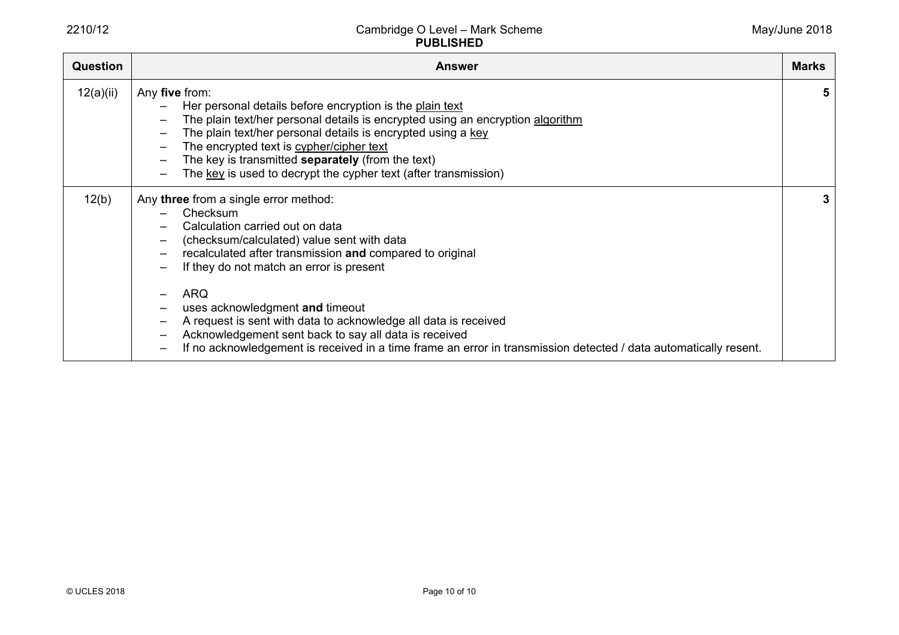| Question | Answer | Marks |
|---|---|---|
| 12(a)(ii) | Any **five** from:<br>– Her personal details before encryption is the plain text<br>– The plain text/her personal details is encrypted using an encryption algorithm<br>– The plain text/her personal details is encrypted using a key<br>– The encrypted text is cypher/cipher text<br>– The key is transmitted **separately** (from the text)<br>– The key is used to decrypt the cypher text (after transmission) | 5 |
| 12(b) | Any **three** from a single error method:<br>– Checksum<br>– Calculation carried out on data<br>– (checksum/calculated) value sent with data<br>– recalculated after transmission **and** compared to original<br>– If they do not match an error is present<br><br>– ARQ<br>– uses acknowledgment **and** timeout<br>– A request is sent with data to acknowledge all data is received<br>– Acknowledgement sent back to say all data is received<br>– If no acknowledgement is received in a time frame an error in transmission detected / data automatically resent. | 3 |